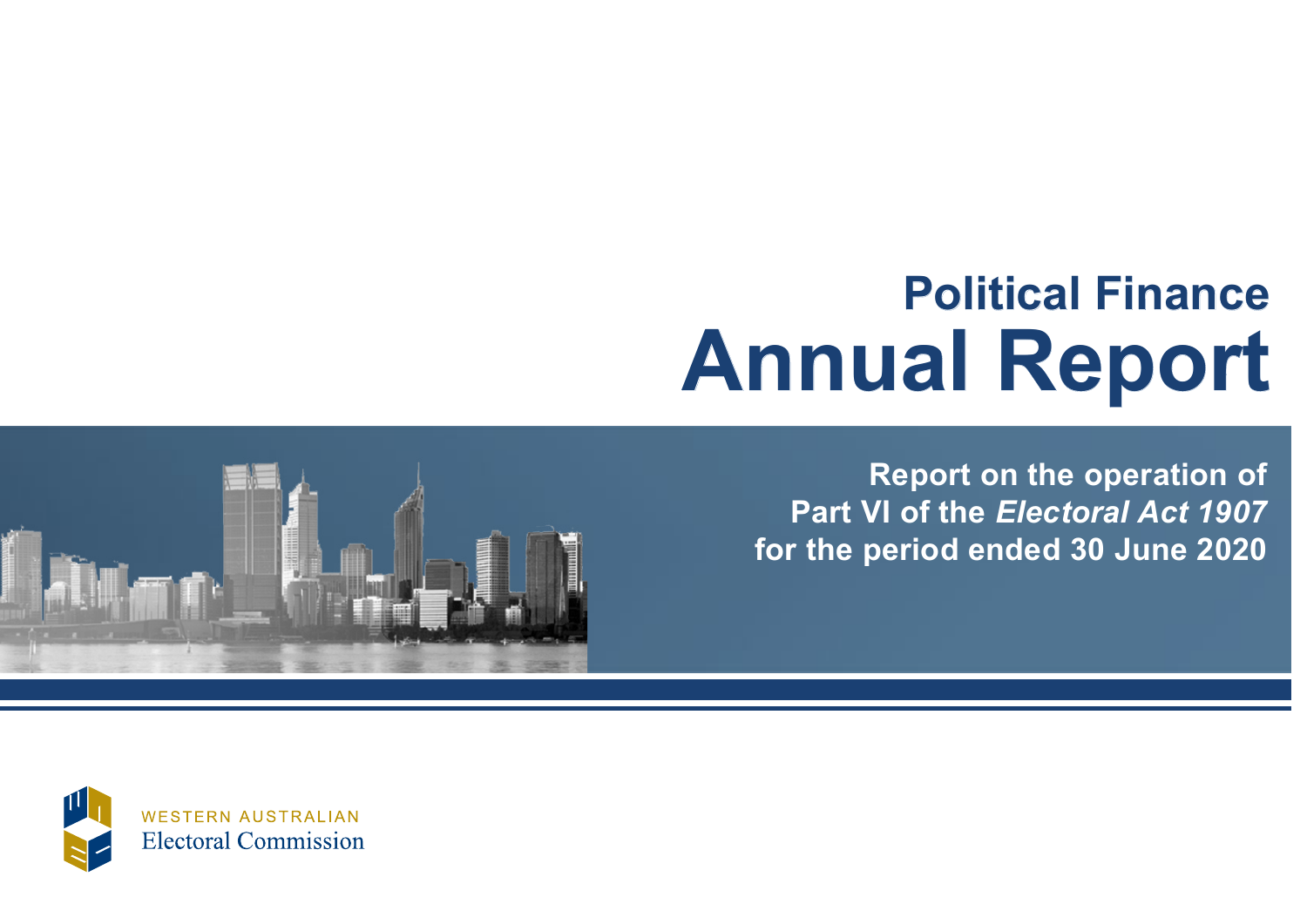# Political Finance Annual Report

**Report on the operation of Part VI of the *Electoral Act 1907* for the period ended 30 June 2020**

WESTERN AUSTRALIAN
Electoral Commission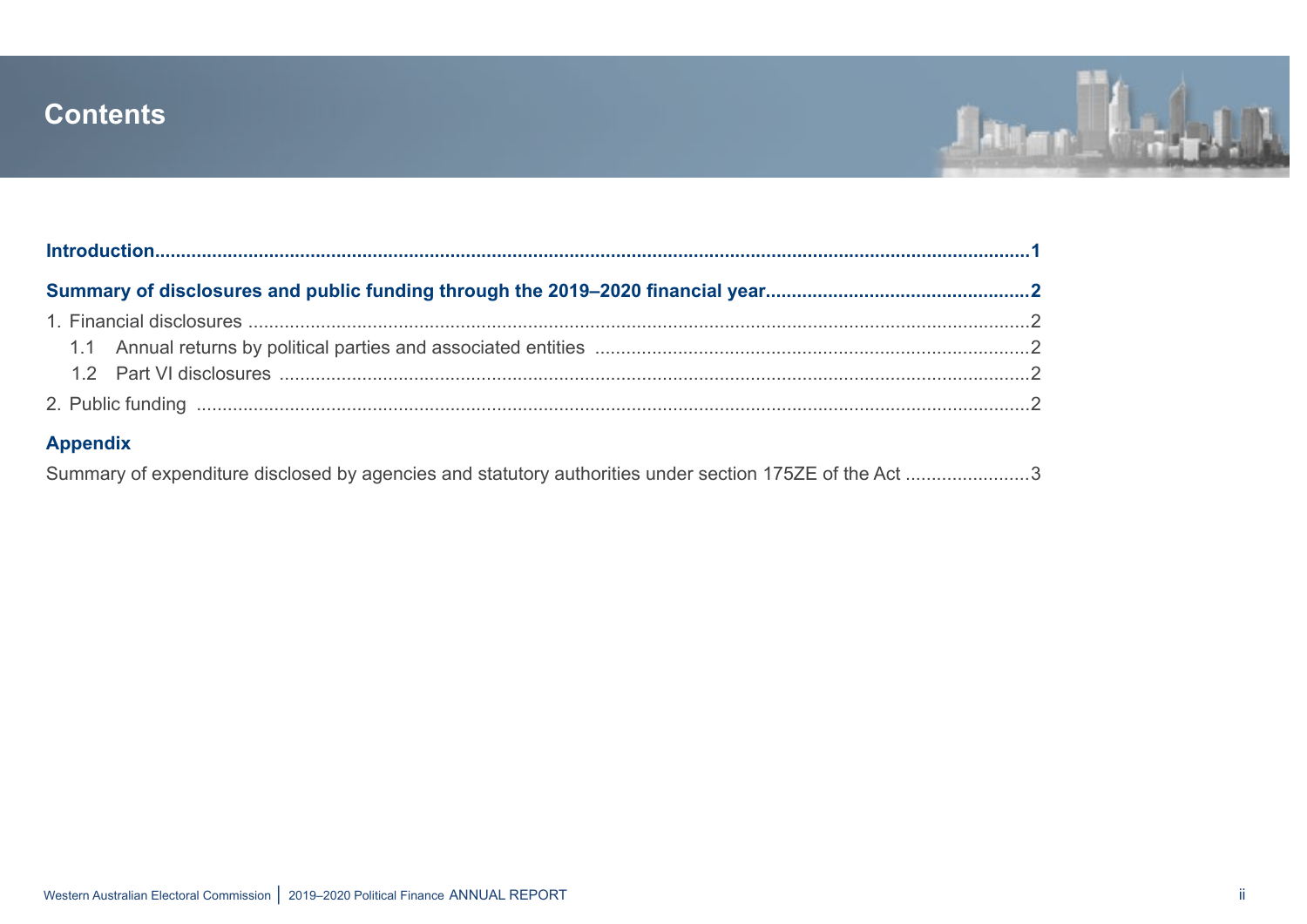# Contents

**Introduction**......1

**Summary of disclosures and public funding through the 2019–2020 financial year**......2

1. Financial disclosures......2
   - 1.1 Annual returns by political parties and associated entities......2
   - 1.2 Part VI disclosures......2
2. Public funding......2

**Appendix**

Summary of expenditure disclosed by agencies and statutory authorities under section 175ZE of the Act......3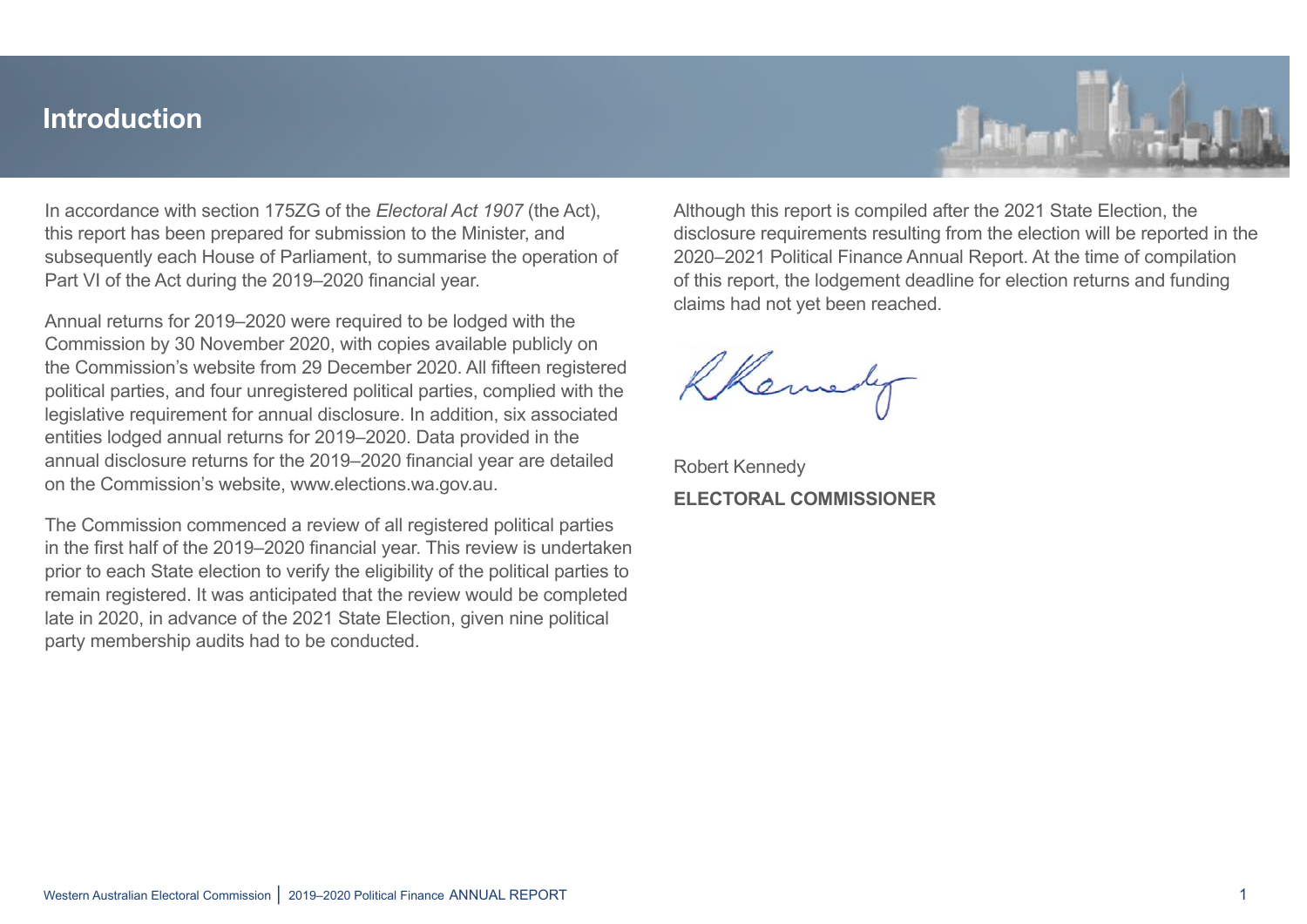# Introduction

In accordance with section 175ZG of the *Electoral Act 1907* (the Act), this report has been prepared for submission to the Minister, and subsequently each House of Parliament, to summarise the operation of Part VI of the Act during the 2019–2020 financial year.

Annual returns for 2019–2020 were required to be lodged with the Commission by 30 November 2020, with copies available publicly on the Commission's website from 29 December 2020. All fifteen registered political parties, and four unregistered political parties, complied with the legislative requirement for annual disclosure. In addition, six associated entities lodged annual returns for 2019–2020. Data provided in the annual disclosure returns for the 2019–2020 financial year are detailed on the Commission's website, www.elections.wa.gov.au.

The Commission commenced a review of all registered political parties in the first half of the 2019–2020 financial year. This review is undertaken prior to each State election to verify the eligibility of the political parties to remain registered. It was anticipated that the review would be completed late in 2020, in advance of the 2021 State Election, given nine political party membership audits had to be conducted.

Although this report is compiled after the 2021 State Election, the disclosure requirements resulting from the election will be reported in the 2020–2021 Political Finance Annual Report. At the time of compilation of this report, the lodgement deadline for election returns and funding claims had not yet been reached.

Robert Kennedy

**ELECTORAL COMMISSIONER**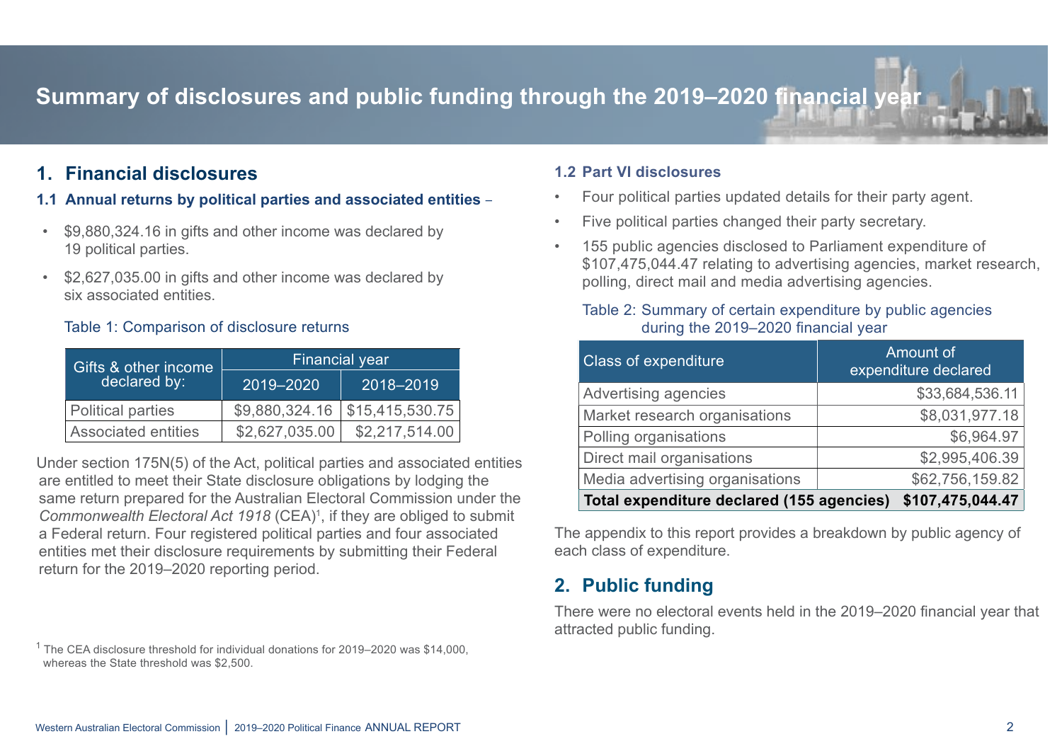# Summary of disclosures and public funding through the 2019–2020 financial year

## 1. Financial disclosures

### 1.1 Annual returns by political parties and associated entities –

- $9,880,324.16 in gifts and other income was declared by 19 political parties.
- $2,627,035.00 in gifts and other income was declared by six associated entities.

Table 1: Comparison of disclosure returns

| Gifts & other income declared by: | Financial year | |
|---|---|---|
| | 2019–2020 | 2018–2019 |
| Political parties | $9,880,324.16 | $15,415,530.75 |
| Associated entities | $2,627,035.00 | $2,217,514.00 |

Under section 175N(5) of the Act, political parties and associated entities are entitled to meet their State disclosure obligations by lodging the same return prepared for the Australian Electoral Commission under the *Commonwealth Electoral Act 1918* (CEA)[1], if they are obliged to submit a Federal return. Four registered political parties and four associated entities met their disclosure requirements by submitting their Federal return for the 2019–2020 reporting period.

[1] The CEA disclosure threshold for individual donations for 2019–2020 was $14,000, whereas the State threshold was $2,500.

### 1.2 Part VI disclosures

- Four political parties updated details for their party agent.
- Five political parties changed their party secretary.
- 155 public agencies disclosed to Parliament expenditure of $107,475,044.47 relating to advertising agencies, market research, polling, direct mail and media advertising agencies.

Table 2: Summary of certain expenditure by public agencies during the 2019–2020 financial year

| Class of expenditure | Amount of expenditure declared |
|---|---|
| Advertising agencies | $33,684,536.11 |
| Market research organisations | $8,031,977.18 |
| Polling organisations | $6,964.97 |
| Direct mail organisations | $2,995,406.39 |
| Media advertising organisations | $62,756,159.82 |
| **Total expenditure declared (155 agencies)** | **$107,475,044.47** |

The appendix to this report provides a breakdown by public agency of each class of expenditure.

## 2. Public funding

There were no electoral events held in the 2019–2020 financial year that attracted public funding.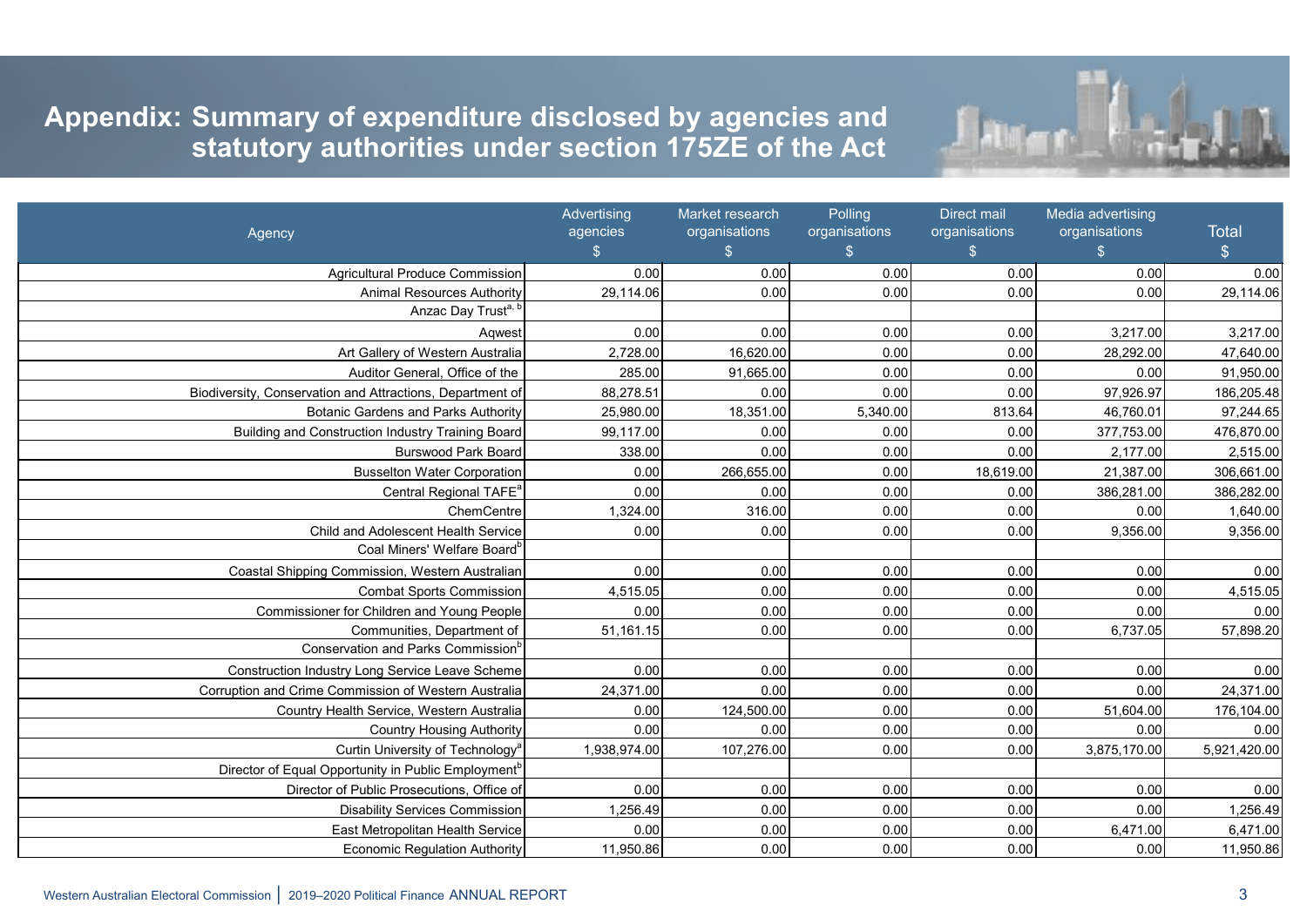# Appendix: Summary of expenditure disclosed by agencies and statutory authorities under section 175ZE of the Act

| Agency | Advertising agencies $ | Market research organisations $ | Polling organisations $ | Direct mail organisations $ | Media advertising organisations $ | Total $ |
|---|---|---|---|---|---|---|
| Agricultural Produce Commission | 0.00 | 0.00 | 0.00 | 0.00 | 0.00 | 0.00 |
| Animal Resources Authority | 29,114.06 | 0.00 | 0.00 | 0.00 | 0.00 | 29,114.06 |
| Anzac Day Trust[a, b] | | | | | | |
| Aqwest | 0.00 | 0.00 | 0.00 | 0.00 | 3,217.00 | 3,217.00 |
| Art Gallery of Western Australia | 2,728.00 | 16,620.00 | 0.00 | 0.00 | 28,292.00 | 47,640.00 |
| Auditor General, Office of the | 285.00 | 91,665.00 | 0.00 | 0.00 | 0.00 | 91,950.00 |
| Biodiversity, Conservation and Attractions, Department of | 88,278.51 | 0.00 | 0.00 | 0.00 | 97,926.97 | 186,205.48 |
| Botanic Gardens and Parks Authority | 25,980.00 | 18,351.00 | 5,340.00 | 813.64 | 46,760.01 | 97,244.65 |
| Building and Construction Industry Training Board | 99,117.00 | 0.00 | 0.00 | 0.00 | 377,753.00 | 476,870.00 |
| Burswood Park Board | 338.00 | 0.00 | 0.00 | 0.00 | 2,177.00 | 2,515.00 |
| Busselton Water Corporation | 0.00 | 266,655.00 | 0.00 | 18,619.00 | 21,387.00 | 306,661.00 |
| Central Regional TAFE[a] | 0.00 | 0.00 | 0.00 | 0.00 | 386,281.00 | 386,282.00 |
| ChemCentre | 1,324.00 | 316.00 | 0.00 | 0.00 | 0.00 | 1,640.00 |
| Child and Adolescent Health Service | 0.00 | 0.00 | 0.00 | 0.00 | 9,356.00 | 9,356.00 |
| Coal Miners' Welfare Board[b] | | | | | | |
| Coastal Shipping Commission, Western Australian | 0.00 | 0.00 | 0.00 | 0.00 | 0.00 | 0.00 |
| Combat Sports Commission | 4,515.05 | 0.00 | 0.00 | 0.00 | 0.00 | 4,515.05 |
| Commissioner for Children and Young People | 0.00 | 0.00 | 0.00 | 0.00 | 0.00 | 0.00 |
| Communities, Department of | 51,161.15 | 0.00 | 0.00 | 0.00 | 6,737.05 | 57,898.20 |
| Conservation and Parks Commission[b] | | | | | | |
| Construction Industry Long Service Leave Scheme | 0.00 | 0.00 | 0.00 | 0.00 | 0.00 | 0.00 |
| Corruption and Crime Commission of Western Australia | 24,371.00 | 0.00 | 0.00 | 0.00 | 0.00 | 24,371.00 |
| Country Health Service, Western Australia | 0.00 | 124,500.00 | 0.00 | 0.00 | 51,604.00 | 176,104.00 |
| Country Housing Authority | 0.00 | 0.00 | 0.00 | 0.00 | 0.00 | 0.00 |
| Curtin University of Technology[a] | 1,938,974.00 | 107,276.00 | 0.00 | 0.00 | 3,875,170.00 | 5,921,420.00 |
| Director of Equal Opportunity in Public Employment[b] | | | | | | |
| Director of Public Prosecutions, Office of | 0.00 | 0.00 | 0.00 | 0.00 | 0.00 | 0.00 |
| Disability Services Commission | 1,256.49 | 0.00 | 0.00 | 0.00 | 0.00 | 1,256.49 |
| East Metropolitan Health Service | 0.00 | 0.00 | 0.00 | 0.00 | 6,471.00 | 6,471.00 |
| Economic Regulation Authority | 11,950.86 | 0.00 | 0.00 | 0.00 | 0.00 | 11,950.86 |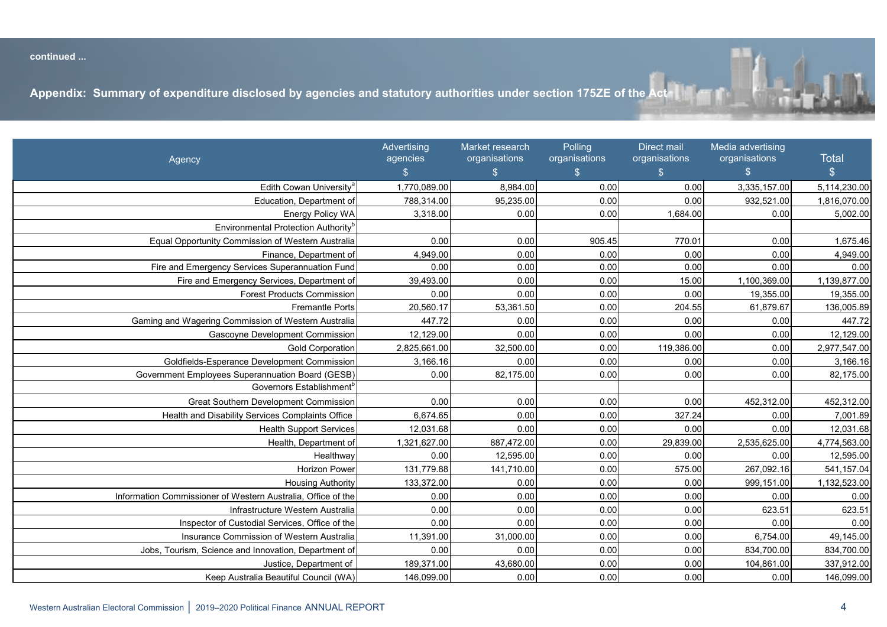continued ...

## Appendix: Summary of expenditure disclosed by agencies and statutory authorities under section 175ZE of the Act

| Agency | Advertising agencies $ | Market research organisations $ | Polling organisations $ | Direct mail organisations $ | Media advertising organisations $ | Total $ |
|---|---|---|---|---|---|---|
| Edith Cowan University[a] | 1,770,089.00 | 8,984.00 | 0.00 | 0.00 | 3,335,157.00 | 5,114,230.00 |
| Education, Department of | 788,314.00 | 95,235.00 | 0.00 | 0.00 | 932,521.00 | 1,816,070.00 |
| Energy Policy WA | 3,318.00 | 0.00 | 0.00 | 1,684.00 | 0.00 | 5,002.00 |
| Environmental Protection Authority[b] | | | | | | |
| Equal Opportunity Commission of Western Australia | 0.00 | 0.00 | 905.45 | 770.01 | 0.00 | 1,675.46 |
| Finance, Department of | 4,949.00 | 0.00 | 0.00 | 0.00 | 0.00 | 4,949.00 |
| Fire and Emergency Services Superannuation Fund | 0.00 | 0.00 | 0.00 | 0.00 | 0.00 | 0.00 |
| Fire and Emergency Services, Department of | 39,493.00 | 0.00 | 0.00 | 15.00 | 1,100,369.00 | 1,139,877.00 |
| Forest Products Commission | 0.00 | 0.00 | 0.00 | 0.00 | 19,355.00 | 19,355.00 |
| Fremantle Ports | 20,560.17 | 53,361.50 | 0.00 | 204.55 | 61,879.67 | 136,005.89 |
| Gaming and Wagering Commission of Western Australia | 447.72 | 0.00 | 0.00 | 0.00 | 0.00 | 447.72 |
| Gascoyne Development Commission | 12,129.00 | 0.00 | 0.00 | 0.00 | 0.00 | 12,129.00 |
| Gold Corporation | 2,825,661.00 | 32,500.00 | 0.00 | 119,386.00 | 0.00 | 2,977,547.00 |
| Goldfields-Esperance Development Commission | 3,166.16 | 0.00 | 0.00 | 0.00 | 0.00 | 3,166.16 |
| Government Employees Superannuation Board (GESB) | 0.00 | 82,175.00 | 0.00 | 0.00 | 0.00 | 82,175.00 |
| Governors Establishment[b] | | | | | | |
| Great Southern Development Commission | 0.00 | 0.00 | 0.00 | 0.00 | 452,312.00 | 452,312.00 |
| Health and Disability Services Complaints Office | 6,674.65 | 0.00 | 0.00 | 327.24 | 0.00 | 7,001.89 |
| Health Support Services | 12,031.68 | 0.00 | 0.00 | 0.00 | 0.00 | 12,031.68 |
| Health, Department of | 1,321,627.00 | 887,472.00 | 0.00 | 29,839.00 | 2,535,625.00 | 4,774,563.00 |
| Healthway | 0.00 | 12,595.00 | 0.00 | 0.00 | 0.00 | 12,595.00 |
| Horizon Power | 131,779.88 | 141,710.00 | 0.00 | 575.00 | 267,092.16 | 541,157.04 |
| Housing Authority | 133,372.00 | 0.00 | 0.00 | 0.00 | 999,151.00 | 1,132,523.00 |
| Information Commissioner of Western Australia, Office of the | 0.00 | 0.00 | 0.00 | 0.00 | 0.00 | 0.00 |
| Infrastructure Western Australia | 0.00 | 0.00 | 0.00 | 0.00 | 623.51 | 623.51 |
| Inspector of Custodial Services, Office of the | 0.00 | 0.00 | 0.00 | 0.00 | 0.00 | 0.00 |
| Insurance Commission of Western Australia | 11,391.00 | 31,000.00 | 0.00 | 0.00 | 6,754.00 | 49,145.00 |
| Jobs, Tourism, Science and Innovation, Department of | 0.00 | 0.00 | 0.00 | 0.00 | 834,700.00 | 834,700.00 |
| Justice, Department of | 189,371.00 | 43,680.00 | 0.00 | 0.00 | 104,861.00 | 337,912.00 |
| Keep Australia Beautiful Council (WA) | 146,099.00 | 0.00 | 0.00 | 0.00 | 0.00 | 146,099.00 |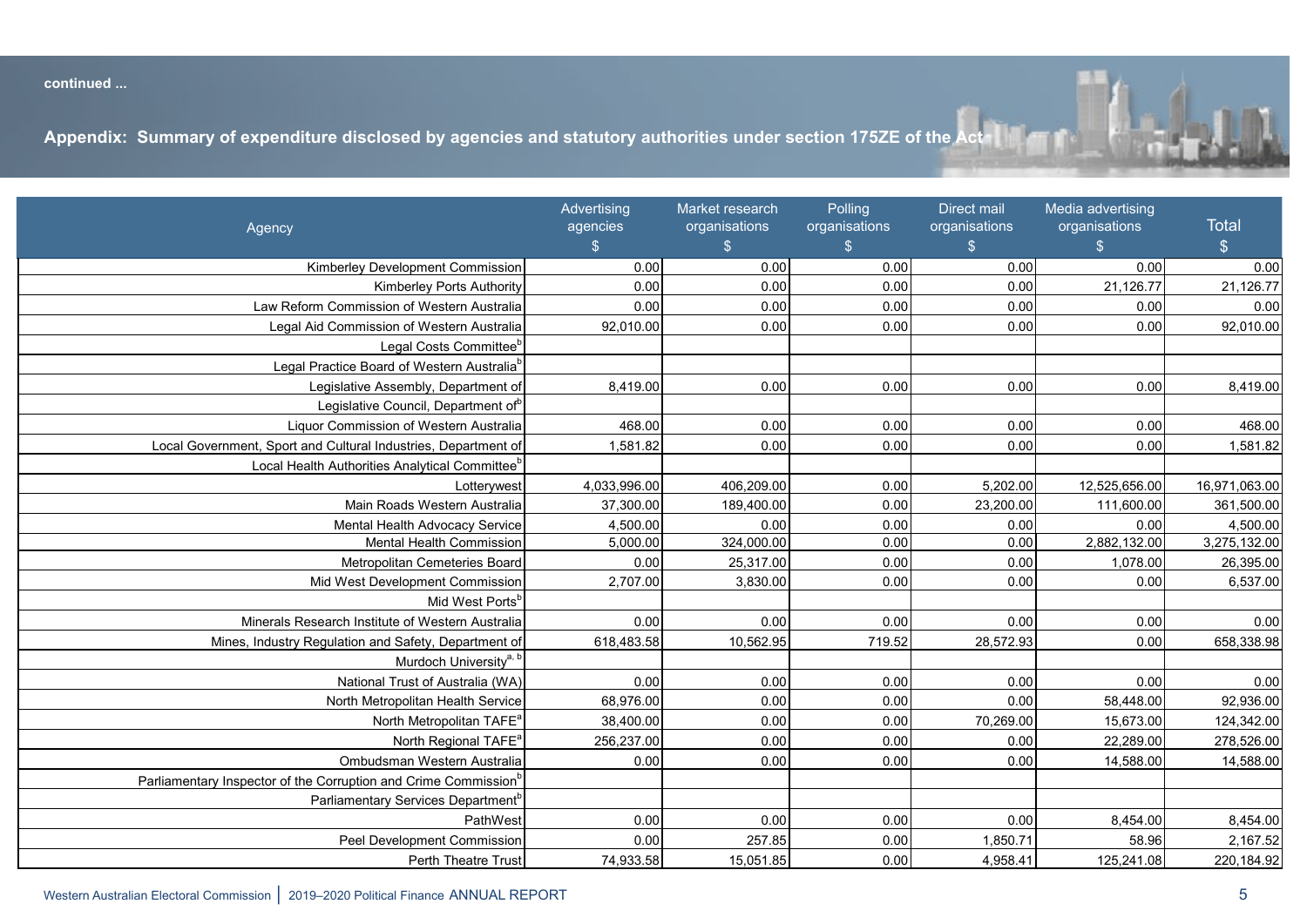continued ...

## Appendix: Summary of expenditure disclosed by agencies and statutory authorities under section 175ZE of the Act

| Agency | Advertising agencies $ | Market research organisations $ | Polling organisations $ | Direct mail organisations $ | Media advertising organisations $ | Total $ |
|---|---|---|---|---|---|---|
| Kimberley Development Commission | 0.00 | 0.00 | 0.00 | 0.00 | 0.00 | 0.00 |
| Kimberley Ports Authority | 0.00 | 0.00 | 0.00 | 0.00 | 21,126.77 | 21,126.77 |
| Law Reform Commission of Western Australia | 0.00 | 0.00 | 0.00 | 0.00 | 0.00 | 0.00 |
| Legal Aid Commission of Western Australia | 92,010.00 | 0.00 | 0.00 | 0.00 | 0.00 | 92,010.00 |
| Legal Costs Committee[b] | | | | | | |
| Legal Practice Board of Western Australia[b] | | | | | | |
| Legislative Assembly, Department of | 8,419.00 | 0.00 | 0.00 | 0.00 | 0.00 | 8,419.00 |
| Legislative Council, Department of[b] | | | | | | |
| Liquor Commission of Western Australia | 468.00 | 0.00 | 0.00 | 0.00 | 0.00 | 468.00 |
| Local Government, Sport and Cultural Industries, Department of | 1,581.82 | 0.00 | 0.00 | 0.00 | 0.00 | 1,581.82 |
| Local Health Authorities Analytical Committee[b] | | | | | | |
| Lotterywest | 4,033,996.00 | 406,209.00 | 0.00 | 5,202.00 | 12,525,656.00 | 16,971,063.00 |
| Main Roads Western Australia | 37,300.00 | 189,400.00 | 0.00 | 23,200.00 | 111,600.00 | 361,500.00 |
| Mental Health Advocacy Service | 4,500.00 | 0.00 | 0.00 | 0.00 | 0.00 | 4,500.00 |
| Mental Health Commission | 5,000.00 | 324,000.00 | 0.00 | 0.00 | 2,882,132.00 | 3,275,132.00 |
| Metropolitan Cemeteries Board | 0.00 | 25,317.00 | 0.00 | 0.00 | 1,078.00 | 26,395.00 |
| Mid West Development Commission | 2,707.00 | 3,830.00 | 0.00 | 0.00 | 0.00 | 6,537.00 |
| Mid West Ports[b] | | | | | | |
| Minerals Research Institute of Western Australia | 0.00 | 0.00 | 0.00 | 0.00 | 0.00 | 0.00 |
| Mines, Industry Regulation and Safety, Department of | 618,483.58 | 10,562.95 | 719.52 | 28,572.93 | 0.00 | 658,338.98 |
| Murdoch University[a, b] | | | | | | |
| National Trust of Australia (WA) | 0.00 | 0.00 | 0.00 | 0.00 | 0.00 | 0.00 |
| North Metropolitan Health Service | 68,976.00 | 0.00 | 0.00 | 0.00 | 58,448.00 | 92,936.00 |
| North Metropolitan TAFE[a] | 38,400.00 | 0.00 | 0.00 | 70,269.00 | 15,673.00 | 124,342.00 |
| North Regional TAFE[a] | 256,237.00 | 0.00 | 0.00 | 0.00 | 22,289.00 | 278,526.00 |
| Ombudsman Western Australia | 0.00 | 0.00 | 0.00 | 0.00 | 14,588.00 | 14,588.00 |
| Parliamentary Inspector of the Corruption and Crime Commission[b] | | | | | | |
| Parliamentary Services Department[b] | | | | | | |
| PathWest | 0.00 | 0.00 | 0.00 | 0.00 | 8,454.00 | 8,454.00 |
| Peel Development Commission | 0.00 | 257.85 | 0.00 | 1,850.71 | 58.96 | 2,167.52 |
| Perth Theatre Trust | 74,933.58 | 15,051.85 | 0.00 | 4,958.41 | 125,241.08 | 220,184.92 |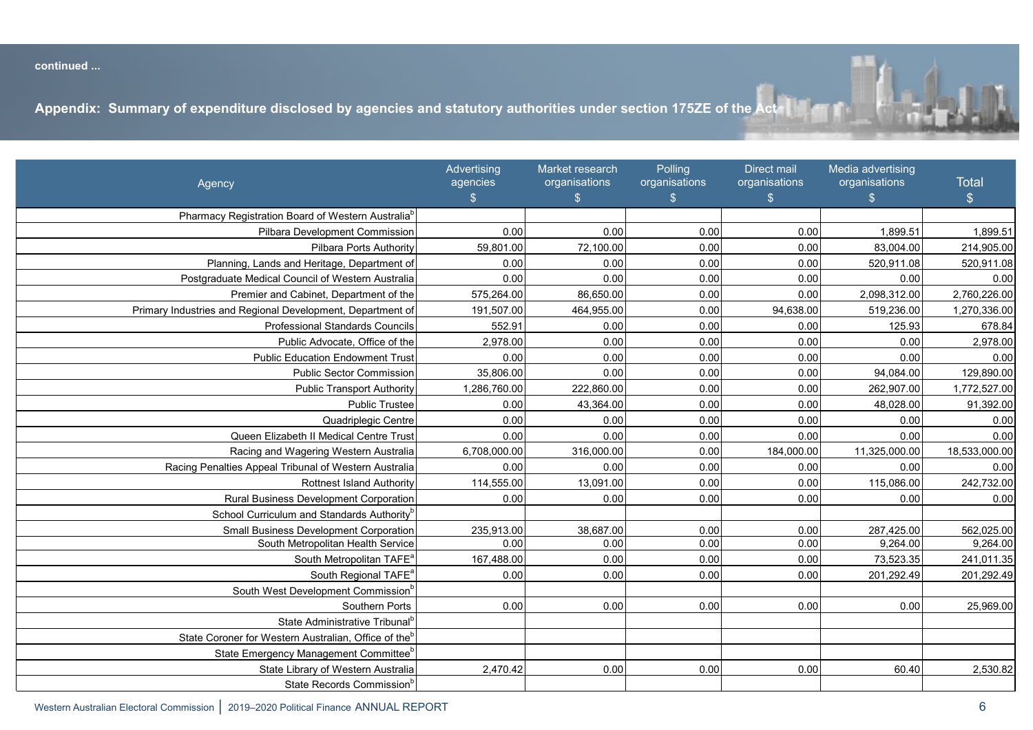continued ...

## Appendix: Summary of expenditure disclosed by agencies and statutory authorities under section 175ZE of the Act

| Agency | Advertising agencies $ | Market research organisations $ | Polling organisations $ | Direct mail organisations $ | Media advertising organisations $ | Total $ |
|---|---|---|---|---|---|---|
| Pharmacy Registration Board of Western Australia[b] | | | | | | |
| Pilbara Development Commission | 0.00 | 0.00 | 0.00 | 0.00 | 1,899.51 | 1,899.51 |
| Pilbara Ports Authority | 59,801.00 | 72,100.00 | 0.00 | 0.00 | 83,004.00 | 214,905.00 |
| Planning, Lands and Heritage, Department of | 0.00 | 0.00 | 0.00 | 0.00 | 520,911.08 | 520,911.08 |
| Postgraduate Medical Council of Western Australia | 0.00 | 0.00 | 0.00 | 0.00 | 0.00 | 0.00 |
| Premier and Cabinet, Department of the | 575,264.00 | 86,650.00 | 0.00 | 0.00 | 2,098,312.00 | 2,760,226.00 |
| Primary Industries and Regional Development, Department of | 191,507.00 | 464,955.00 | 0.00 | 94,638.00 | 519,236.00 | 1,270,336.00 |
| Professional Standards Councils | 552.91 | 0.00 | 0.00 | 0.00 | 125.93 | 678.84 |
| Public Advocate, Office of the | 2,978.00 | 0.00 | 0.00 | 0.00 | 0.00 | 2,978.00 |
| Public Education Endowment Trust | 0.00 | 0.00 | 0.00 | 0.00 | 0.00 | 0.00 |
| Public Sector Commission | 35,806.00 | 0.00 | 0.00 | 0.00 | 94,084.00 | 129,890.00 |
| Public Transport Authority | 1,286,760.00 | 222,860.00 | 0.00 | 0.00 | 262,907.00 | 1,772,527.00 |
| Public Trustee | 0.00 | 43,364.00 | 0.00 | 0.00 | 48,028.00 | 91,392.00 |
| Quadriplegic Centre | 0.00 | 0.00 | 0.00 | 0.00 | 0.00 | 0.00 |
| Queen Elizabeth II Medical Centre Trust | 0.00 | 0.00 | 0.00 | 0.00 | 0.00 | 0.00 |
| Racing and Wagering Western Australia | 6,708,000.00 | 316,000.00 | 0.00 | 184,000.00 | 11,325,000.00 | 18,533,000.00 |
| Racing Penalties Appeal Tribunal of Western Australia | 0.00 | 0.00 | 0.00 | 0.00 | 0.00 | 0.00 |
| Rottnest Island Authority | 114,555.00 | 13,091.00 | 0.00 | 0.00 | 115,086.00 | 242,732.00 |
| Rural Business Development Corporation | 0.00 | 0.00 | 0.00 | 0.00 | 0.00 | 0.00 |
| School Curriculum and Standards Authority[b] | | | | | | |
| Small Business Development Corporation | 235,913.00 | 38,687.00 | 0.00 | 0.00 | 287,425.00 | 562,025.00 |
| South Metropolitan Health Service | 0.00 | 0.00 | 0.00 | 0.00 | 9,264.00 | 9,264.00 |
| South Metropolitan TAFE[a] | 167,488.00 | 0.00 | 0.00 | 0.00 | 73,523.35 | 241,011.35 |
| South Regional TAFE[a] | 0.00 | 0.00 | 0.00 | 0.00 | 201,292.49 | 201,292.49 |
| South West Development Commission[b] | | | | | | |
| Southern Ports | 0.00 | 0.00 | 0.00 | 0.00 | 0.00 | 25,969.00 |
| State Administrative Tribunal[b] | | | | | | |
| State Coroner for Western Australian, Office of the[b] | | | | | | |
| State Emergency Management Committee[b] | | | | | | |
| State Library of Western Australia | 2,470.42 | 0.00 | 0.00 | 0.00 | 60.40 | 2,530.82 |
| State Records Commission[b] | | | | | | |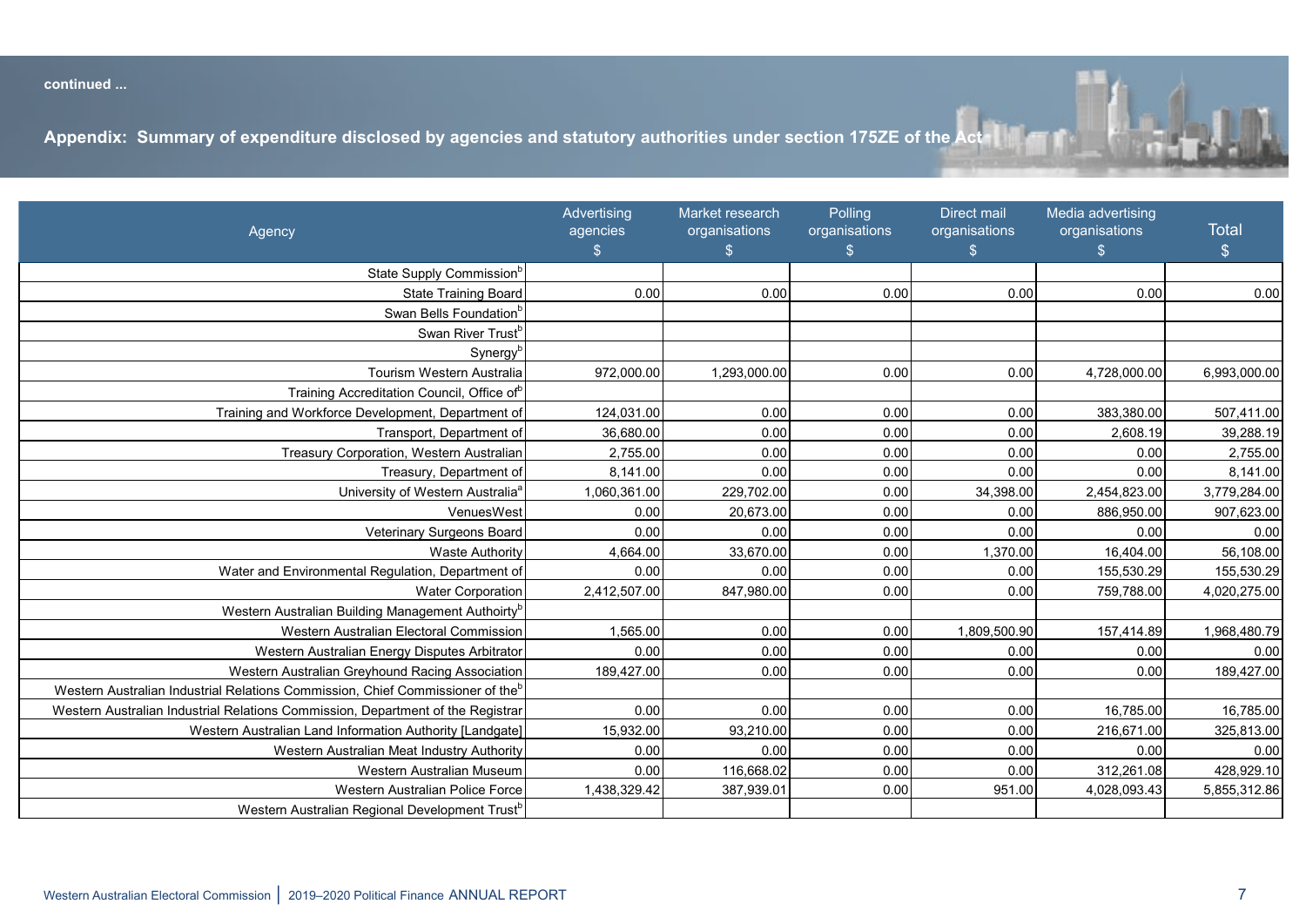continued ...

## Appendix: Summary of expenditure disclosed by agencies and statutory authorities under section 175ZE of the Act

| Agency | Advertising agencies $ | Market research organisations $ | Polling organisations $ | Direct mail organisations $ | Media advertising organisations $ | Total $ |
|---|---|---|---|---|---|---|
| State Supply Commission[b] | | | | | | |
| State Training Board | 0.00 | 0.00 | 0.00 | 0.00 | 0.00 | 0.00 |
| Swan Bells Foundation[b] | | | | | | |
| Swan River Trust[b] | | | | | | |
| Synergy[b] | | | | | | |
| Tourism Western Australia | 972,000.00 | 1,293,000.00 | 0.00 | 0.00 | 4,728,000.00 | 6,993,000.00 |
| Training Accreditation Council, Office of[b] | | | | | | |
| Training and Workforce Development, Department of | 124,031.00 | 0.00 | 0.00 | 0.00 | 383,380.00 | 507,411.00 |
| Transport, Department of | 36,680.00 | 0.00 | 0.00 | 0.00 | 2,608.19 | 39,288.19 |
| Treasury Corporation, Western Australian | 2,755.00 | 0.00 | 0.00 | 0.00 | 0.00 | 2,755.00 |
| Treasury, Department of | 8,141.00 | 0.00 | 0.00 | 0.00 | 0.00 | 8,141.00 |
| University of Western Australia[a] | 1,060,361.00 | 229,702.00 | 0.00 | 34,398.00 | 2,454,823.00 | 3,779,284.00 |
| VenuesWest | 0.00 | 20,673.00 | 0.00 | 0.00 | 886,950.00 | 907,623.00 |
| Veterinary Surgeons Board | 0.00 | 0.00 | 0.00 | 0.00 | 0.00 | 0.00 |
| Waste Authority | 4,664.00 | 33,670.00 | 0.00 | 1,370.00 | 16,404.00 | 56,108.00 |
| Water and Environmental Regulation, Department of | 0.00 | 0.00 | 0.00 | 0.00 | 155,530.29 | 155,530.29 |
| Water Corporation | 2,412,507.00 | 847,980.00 | 0.00 | 0.00 | 759,788.00 | 4,020,275.00 |
| Western Australian Building Management Authority[b] | | | | | | |
| Western Australian Electoral Commission | 1,565.00 | 0.00 | 0.00 | 1,809,500.90 | 157,414.89 | 1,968,480.79 |
| Western Australian Energy Disputes Arbitrator | 0.00 | 0.00 | 0.00 | 0.00 | 0.00 | 0.00 |
| Western Australian Greyhound Racing Association | 189,427.00 | 0.00 | 0.00 | 0.00 | 0.00 | 189,427.00 |
| Western Australian Industrial Relations Commission, Chief Commissioner of the[b] | | | | | | |
| Western Australian Industrial Relations Commission, Department of the Registrar | 0.00 | 0.00 | 0.00 | 0.00 | 16,785.00 | 16,785.00 |
| Western Australian Land Information Authority [Landgate] | 15,932.00 | 93,210.00 | 0.00 | 0.00 | 216,671.00 | 325,813.00 |
| Western Australian Meat Industry Authority | 0.00 | 0.00 | 0.00 | 0.00 | 0.00 | 0.00 |
| Western Australian Museum | 0.00 | 116,668.02 | 0.00 | 0.00 | 312,261.08 | 428,929.10 |
| Western Australian Police Force | 1,438,329.42 | 387,939.01 | 0.00 | 951.00 | 4,028,093.43 | 5,855,312.86 |
| Western Australian Regional Development Trust[b] | | | | | | |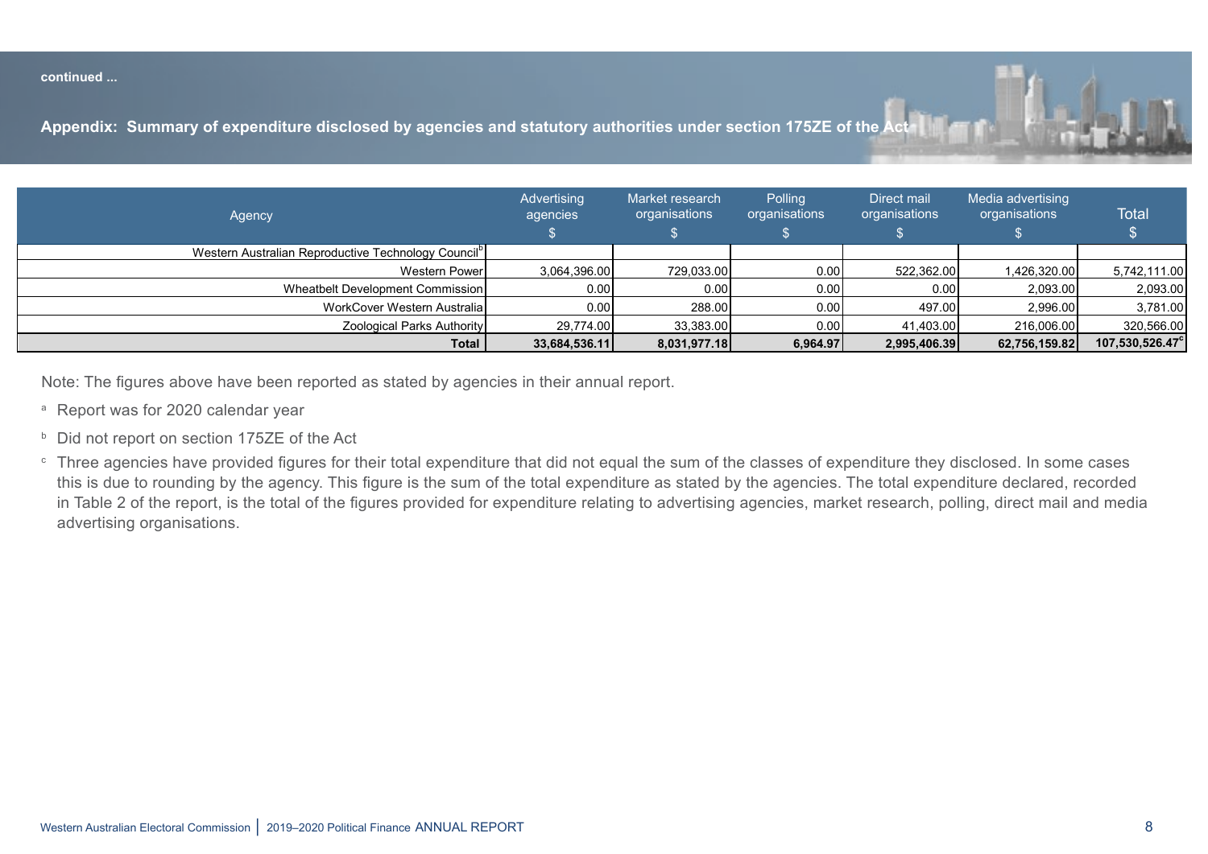continued ...

## Appendix: Summary of expenditure disclosed by agencies and statutory authorities under section 175ZE of the Act

| Agency | Advertising agencies $ | Market research organisations $ | Polling organisations $ | Direct mail organisations $ | Media advertising organisations $ | Total $ |
|---|---|---|---|---|---|---|
| Western Australian Reproductive Technology Council[b] | | | | | | |
| Western Power | 3,064,396.00 | 729,033.00 | 0.00 | 522,362.00 | 1,426,320.00 | 5,742,111.00 |
| Wheatbelt Development Commission | 0.00 | 0.00 | 0.00 | 0.00 | 2,093.00 | 2,093.00 |
| WorkCover Western Australia | 0.00 | 288.00 | 0.00 | 497.00 | 2,996.00 | 3,781.00 |
| Zoological Parks Authority | 29,774.00 | 33,383.00 | 0.00 | 41,403.00 | 216,006.00 | 320,566.00 |
| **Total** | **33,684,536.11** | **8,031,977.18** | **6,964.97** | **2,995,406.39** | **62,756,159.82** | **107,530,526.47[c]** |

Note: The figures above have been reported as stated by agencies in their annual report.

[a] Report was for 2020 calendar year

[b] Did not report on section 175ZE of the Act

[c] Three agencies have provided figures for their total expenditure that did not equal the sum of the classes of expenditure they disclosed. In some cases this is due to rounding by the agency. This figure is the sum of the total expenditure as stated by the agencies. The total expenditure declared, recorded in Table 2 of the report, is the total of the figures provided for expenditure relating to advertising agencies, market research, polling, direct mail and media advertising organisations.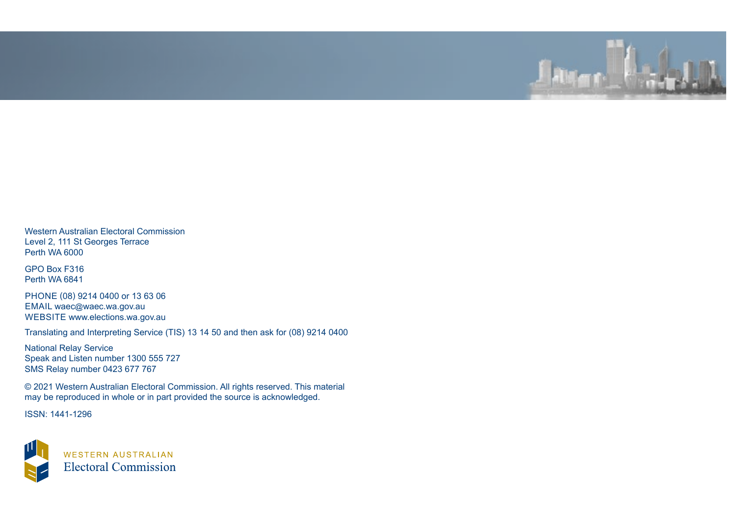Western Australian Electoral Commission
Level 2, 111 St Georges Terrace
Perth WA 6000

GPO Box F316
Perth WA 6841

PHONE (08) 9214 0400 or 13 63 06
EMAIL waec@waec.wa.gov.au
WEBSITE www.elections.wa.gov.au

Translating and Interpreting Service (TIS) 13 14 50 and then ask for (08) 9214 0400

National Relay Service
Speak and Listen number 1300 555 727
SMS Relay number 0423 677 767

© 2021 Western Australian Electoral Commission. All rights reserved. This material may be reproduced in whole or in part provided the source is acknowledged.

ISSN: 1441-1296

WESTERN AUSTRALIAN
Electoral Commission